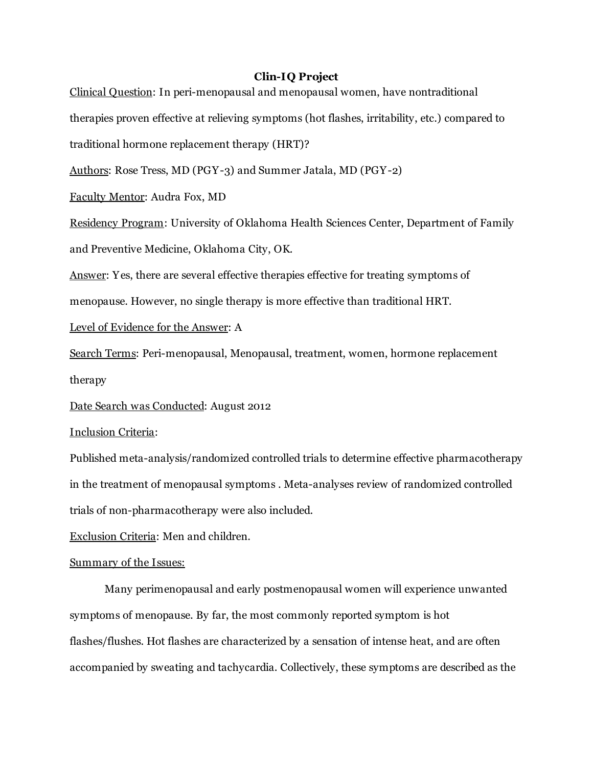# Clin-IQ Project

Clinical Question: In peri-menopausal and menopausal women, have nontraditional therapies proven effective at relieving symptoms (hot flashes, irritability, etc.) compared to traditional hormone replacement therapy (HRT)?

Authors: Rose Tress, MD (PGY-3) and Summer Jatala, MD (PGY-2)

Faculty Mentor: Audra Fox, MD

Residency Program: University of Oklahoma Health Sciences Center, Department of Family and Preventive Medicine, Oklahoma City, OK.

Answer: Yes, there are several effective therapies effective for treating symptoms of menopause. However, no single therapy is more effective than traditional HRT.

Level of Evidence for the Answer: A

Search Terms: Peri-menopausal, Menopausal, treatment, women, hormone replacement therapy

Date Search was Conducted: August 2012

Inclusion Criteria:

Published meta-analysis/randomized controlled trials to determine effective pharmacotherapy in the treatment of menopausal symptoms . Meta-analyses review of randomized controlled trials of non-pharmacotherapy were also included.

Exclusion Criteria: Men and children.

Summary of the Issues:

Many perimenopausal and early postmenopausal women will experience unwanted symptoms of menopause. By far, the most commonly reported symptom is hot flashes/flushes. Hot flashes are characterized by a sensation of intense heat, and are often accompanied by sweating and tachycardia. Collectively, these symptoms are described as the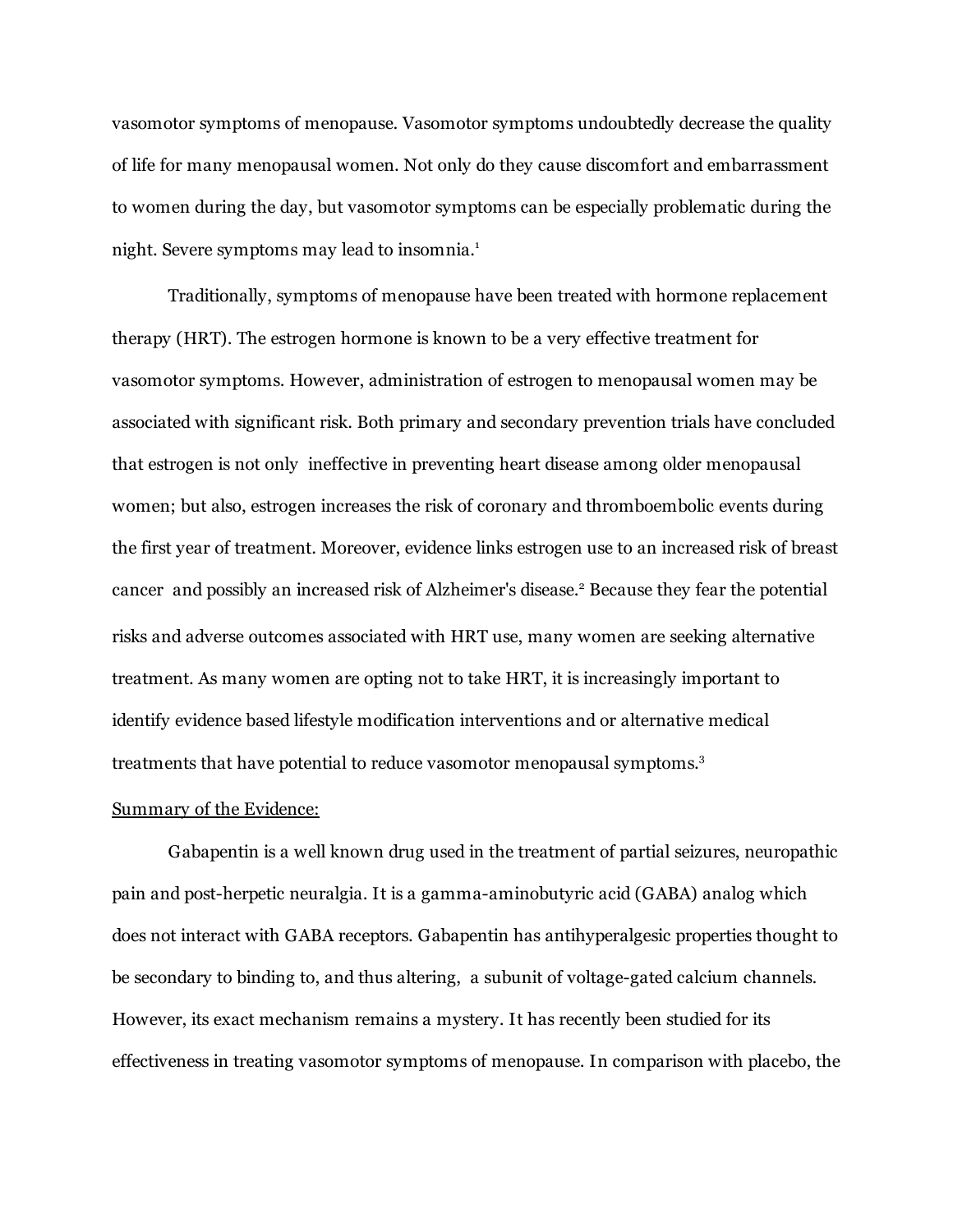vasomotor symptoms of menopause. Vasomotor symptoms undoubtedly decrease the quality of life for many menopausal women. Not only do they cause discomfort and embarrassment to women during the day, but vasomotor symptoms can be especially problematic during the night. Severe symptoms may lead to insomnia.[1]

Traditionally, symptoms of menopause have been treated with hormone replacement therapy (HRT). The estrogen hormone is known to be a very effective treatment for vasomotor symptoms. However, administration of estrogen to menopausal women may be associated with significant risk. Both primary and secondary prevention trials have concluded that estrogen is not only ineffective in preventing heart disease among older menopausal women; but also, estrogen increases the risk of coronary and thromboembolic events during the first year of treatment. Moreover, evidence links estrogen use to an increased risk of breast cancer and possibly an increased risk of Alzheimer's disease.[2] Because they fear the potential risks and adverse outcomes associated with HRT use, many women are seeking alternative treatment. As many women are opting not to take HRT, it is increasingly important to identify evidence based lifestyle modification interventions and or alternative medical treatments that have potential to reduce vasomotor menopausal symptoms.[3]

<u>Summary of the Evidence:</u>

Gabapentin is a well known drug used in the treatment of partial seizures, neuropathic pain and post-herpetic neuralgia. It is a gamma-aminobutyric acid (GABA) analog which does not interact with GABA receptors. Gabapentin has antihyperalgesic properties thought to be secondary to binding to, and thus altering, a subunit of voltage-gated calcium channels. However, its exact mechanism remains a mystery. It has recently been studied for its effectiveness in treating vasomotor symptoms of menopause. In comparison with placebo, the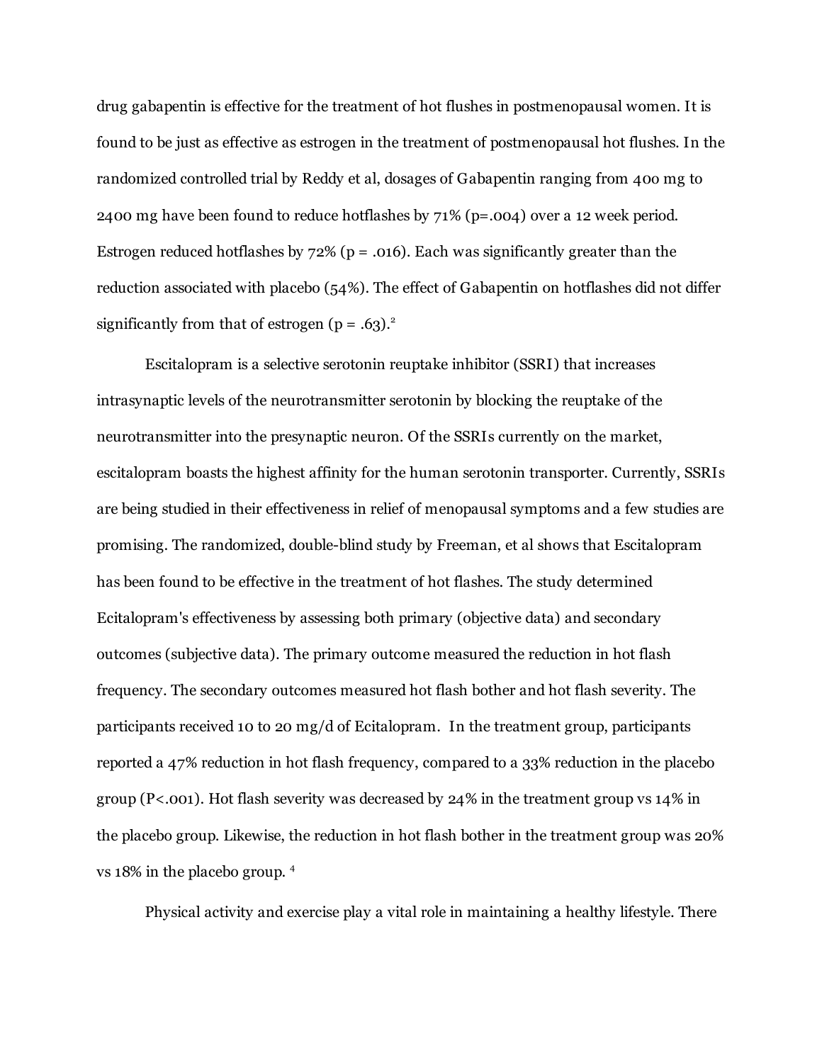drug gabapentin is effective for the treatment of hot flushes in postmenopausal women. It is found to be just as effective as estrogen in the treatment of postmenopausal hot flushes. In the randomized controlled trial by Reddy et al, dosages of Gabapentin ranging from 400 mg to 2400 mg have been found to reduce hotflashes by 71% (p=.004) over a 12 week period. Estrogen reduced hotflashes by 72% (p = .016). Each was significantly greater than the reduction associated with placebo (54%). The effect of Gabapentin on hotflashes did not differ significantly from that of estrogen (p = .63).[2]

Escitalopram is a selective serotonin reuptake inhibitor (SSRI) that increases intrasynaptic levels of the neurotransmitter serotonin by blocking the reuptake of the neurotransmitter into the presynaptic neuron. Of the SSRIs currently on the market, escitalopram boasts the highest affinity for the human serotonin transporter. Currently, SSRIs are being studied in their effectiveness in relief of menopausal symptoms and a few studies are promising. The randomized, double-blind study by Freeman, et al shows that Escitalopram has been found to be effective in the treatment of hot flashes. The study determined Ecitalopram's effectiveness by assessing both primary (objective data) and secondary outcomes (subjective data). The primary outcome measured the reduction in hot flash frequency. The secondary outcomes measured hot flash bother and hot flash severity. The participants received 10 to 20 mg/d of Ecitalopram. In the treatment group, participants reported a 47% reduction in hot flash frequency, compared to a 33% reduction in the placebo group (P<.001). Hot flash severity was decreased by 24% in the treatment group vs 14% in the placebo group. Likewise, the reduction in hot flash bother in the treatment group was 20% vs 18% in the placebo group. [4]

Physical activity and exercise play a vital role in maintaining a healthy lifestyle. There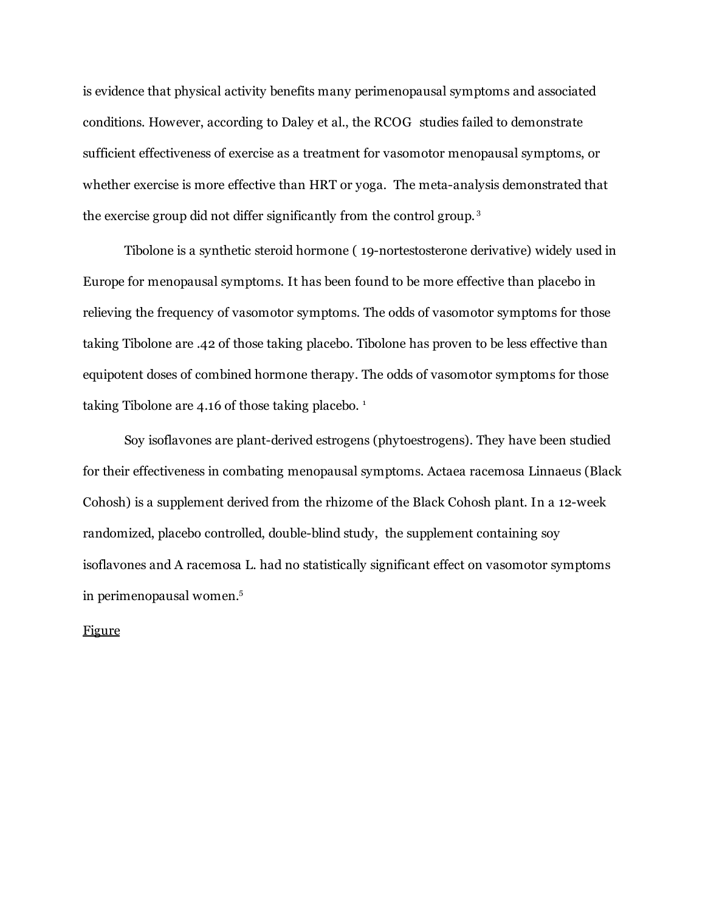is evidence that physical activity benefits many perimenopausal symptoms and associated conditions. However, according to Daley et al., the RCOG studies failed to demonstrate sufficient effectiveness of exercise as a treatment for vasomotor menopausal symptoms, or whether exercise is more effective than HRT or yoga. The meta-analysis demonstrated that the exercise group did not differ significantly from the control group.[3]

Tibolone is a synthetic steroid hormone ( 19-nortestosterone derivative) widely used in Europe for menopausal symptoms. It has been found to be more effective than placebo in relieving the frequency of vasomotor symptoms. The odds of vasomotor symptoms for those taking Tibolone are .42 of those taking placebo. Tibolone has proven to be less effective than equipotent doses of combined hormone therapy. The odds of vasomotor symptoms for those taking Tibolone are 4.16 of those taking placebo.[1]

Soy isoflavones are plant-derived estrogens (phytoestrogens). They have been studied for their effectiveness in combating menopausal symptoms. Actaea racemosa Linnaeus (Black Cohosh) is a supplement derived from the rhizome of the Black Cohosh plant. In a 12-week randomized, placebo controlled, double-blind study, the supplement containing soy isoflavones and A racemosa L. had no statistically significant effect on vasomotor symptoms in perimenopausal women.[5]

<u>Figure</u>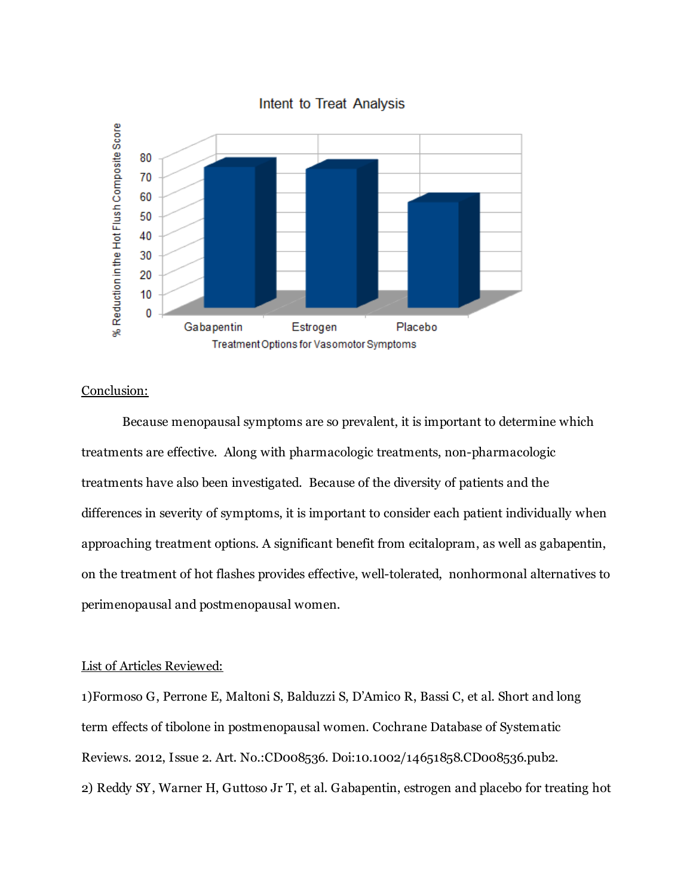Intent to Treat Analysis

% Reduction in the Hot Flush Composite Score

Gabapentin, Estrogen, Placebo

Treatment Options for Vasomotor Symptoms

Conclusion:

Because menopausal symptoms are so prevalent, it is important to determine which treatments are effective. Along with pharmacologic treatments, non-pharmacologic treatments have also been investigated. Because of the diversity of patients and the differences in severity of symptoms, it is important to consider each patient individually when approaching treatment options. A significant benefit from ecitalopram, as well as gabapentin, on the treatment of hot flashes provides effective, well-tolerated, nonhormonal alternatives to perimenopausal and postmenopausal women.

List of Articles Reviewed:

1)Formoso G, Perrone E, Maltoni S, Balduzzi S, D'Amico R, Bassi C, et al. Short and long term effects of tibolone in postmenopausal women. Cochrane Database of Systematic Reviews. 2012, Issue 2. Art. No.:CD008536. Doi:10.1002/14651858.CD008536.pub2.

2) Reddy SY, Warner H, Guttoso Jr T, et al. Gabapentin, estrogen and placebo for treating hot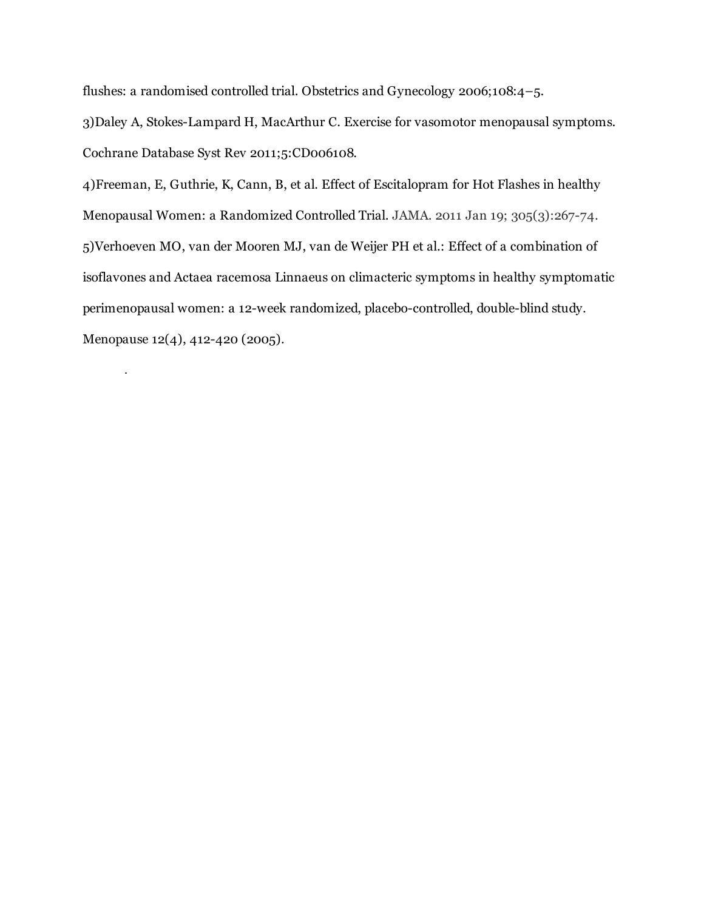flushes: a randomised controlled trial. Obstetrics and Gynecology 2006;108:4–5.

3)Daley A, Stokes-Lampard H, MacArthur C. Exercise for vasomotor menopausal symptoms. Cochrane Database Syst Rev 2011;5:CD006108.

4)Freeman, E, Guthrie, K, Cann, B, et al. Effect of Escitalopram for Hot Flashes in healthy Menopausal Women: a Randomized Controlled Trial. JAMA. 2011 Jan 19; 305(3):267-74.

5)Verhoeven MO, van der Mooren MJ, van de Weijer PH et al.: Effect of a combination of isoflavones and Actaea racemosa Linnaeus on climacteric symptoms in healthy symptomatic perimenopausal women: a 12-week randomized, placebo-controlled, double-blind study. Menopause 12(4), 412-420 (2005).